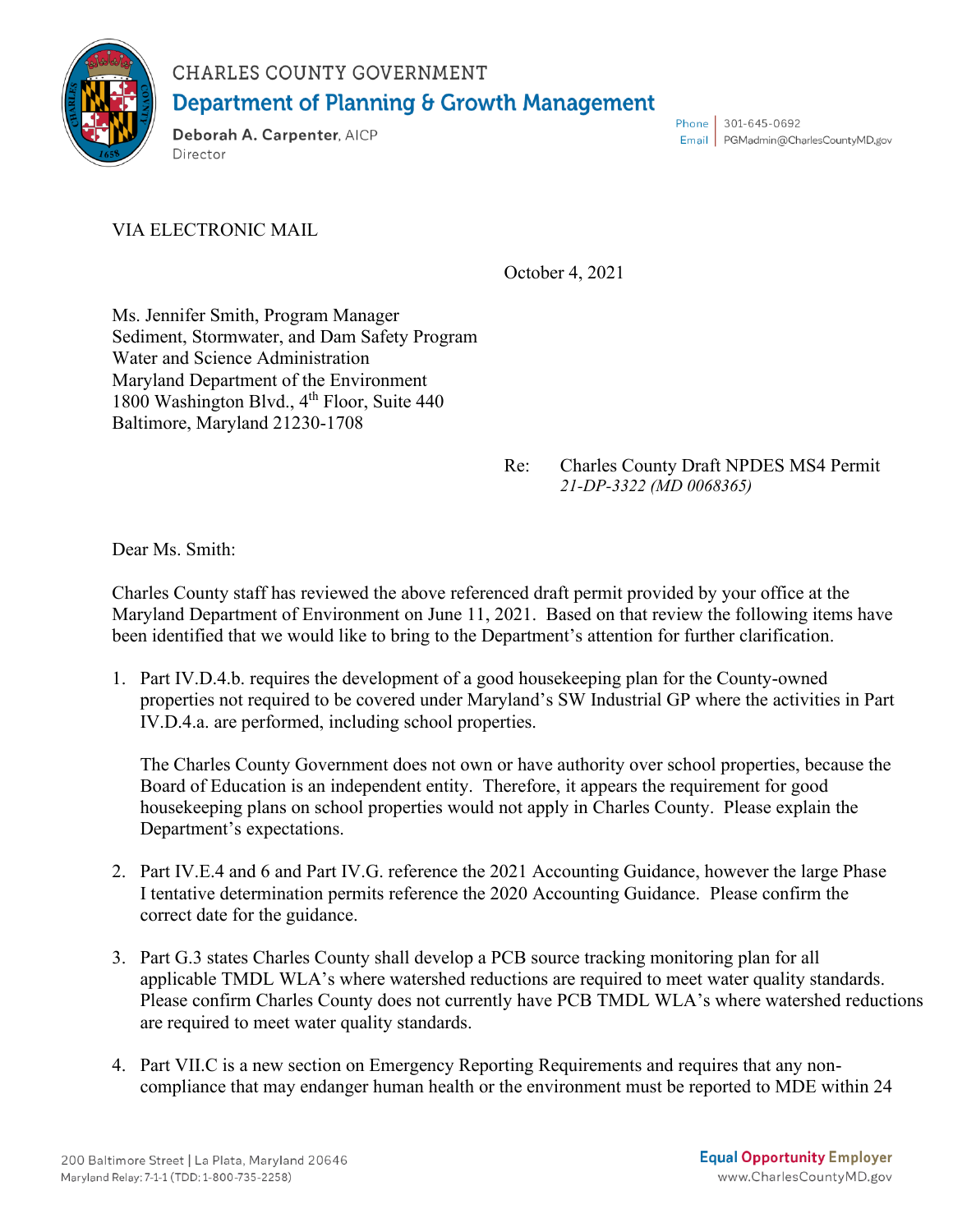CHARLES COUNTY GOVERNMENT

**Department of Planning & Growth Management**

**Deborah A. Carpenter**, AICP
Director

Phone | 301-645-0692
Email | PGMadmin@CharlesCountyMD.gov

VIA ELECTRONIC MAIL

October 4, 2021

Ms. Jennifer Smith, Program Manager
Sediment, Stormwater, and Dam Safety Program
Water and Science Administration
Maryland Department of the Environment
1800 Washington Blvd., 4th Floor, Suite 440
Baltimore, Maryland 21230-1708

Re: Charles County Draft NPDES MS4 Permit
*21-DP-3322 (MD 0068365)*

Dear Ms. Smith:

Charles County staff has reviewed the above referenced draft permit provided by your office at the Maryland Department of Environment on June 11, 2021. Based on that review the following items have been identified that we would like to bring to the Department's attention for further clarification.

1. Part IV.D.4.b. requires the development of a good housekeeping plan for the County-owned properties not required to be covered under Maryland's SW Industrial GP where the activities in Part IV.D.4.a. are performed, including school properties.

   The Charles County Government does not own or have authority over school properties, because the Board of Education is an independent entity. Therefore, it appears the requirement for good housekeeping plans on school properties would not apply in Charles County. Please explain the Department's expectations.

2. Part IV.E.4 and 6 and Part IV.G. reference the 2021 Accounting Guidance, however the large Phase I tentative determination permits reference the 2020 Accounting Guidance. Please confirm the correct date for the guidance.

3. Part G.3 states Charles County shall develop a PCB source tracking monitoring plan for all applicable TMDL WLA's where watershed reductions are required to meet water quality standards. Please confirm Charles County does not currently have PCB TMDL WLA's where watershed reductions are required to meet water quality standards.

4. Part VII.C is a new section on Emergency Reporting Requirements and requires that any non-compliance that may endanger human health or the environment must be reported to MDE within 24

200 Baltimore Street | La Plata, Maryland 20646
Maryland Relay: 7-1-1 (TDD: 1-800-735-2258)

Equal Opportunity Employer
www.CharlesCountyMD.gov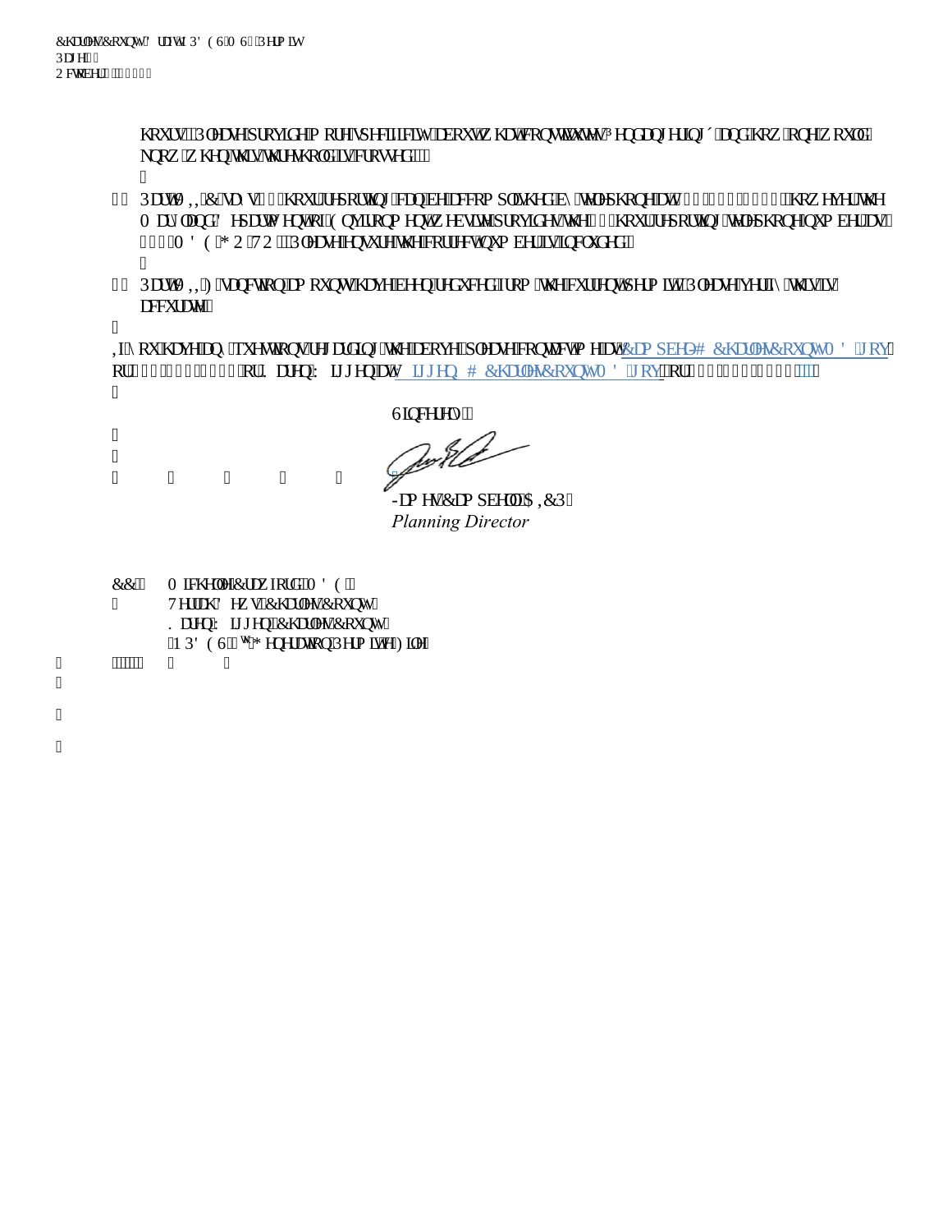hours. Please provide more specificity about what constitutes "endangering" and how one would know when this threshold is crossed.

2. Part VII.C says 24-hour reporting can be accomplished by telephone at (   )   -    ; however the Maryland Department of Environment website provides the 24-hour reporting telephone number as 1-877-MDE-GOTO. Please ensure the correct number is included.

3. Part VII.F sanction amounts have been reduced from the current permit. Please verify that this is accurate.

If you have any questions regarding the above, please contact me at CampbellJ@CharlesCountyMD.gov or (   )   -    or Karen Wiggen at WiggenK@CharlesCountyMD.gov or (   )   -    .

Sincerely,

James Campbell, AICP
*Planning Director*

CC: Michelle Crawford, MDE
Terri Dews, Charles County
Karen Wiggen, Charles County
NPDES 5th Generation Permit File